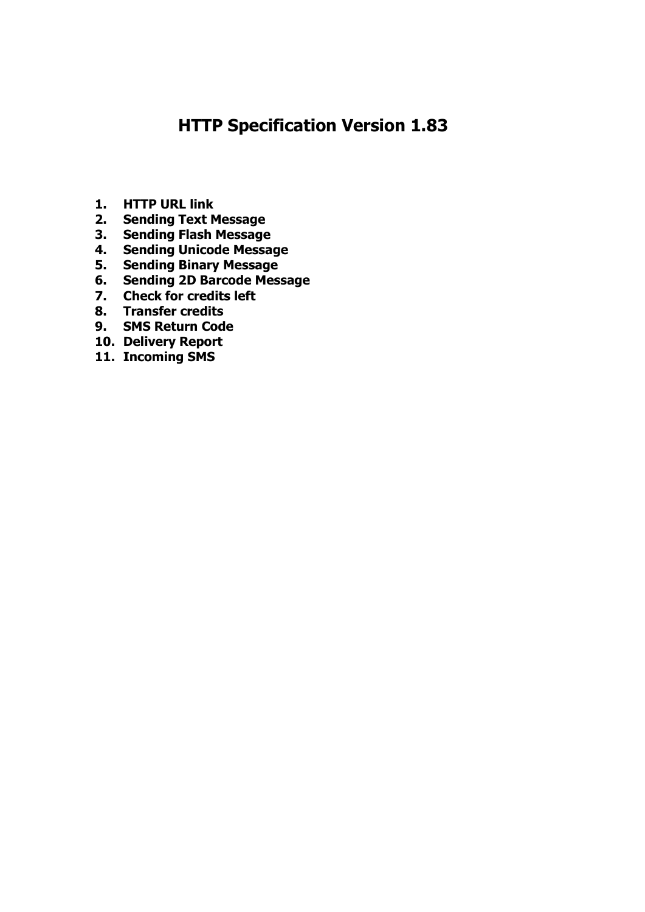# HTTP Specification Version 1.83

1. **HTTP URL link**
2. **Sending Text Message**
3. **Sending Flash Message**
4. **Sending Unicode Message**
5. **Sending Binary Message**
6. **Sending 2D Barcode Message**
7. **Check for credits left**
8. **Transfer credits**
9. **SMS Return Code**
10. **Delivery Report**
11. **Incoming SMS**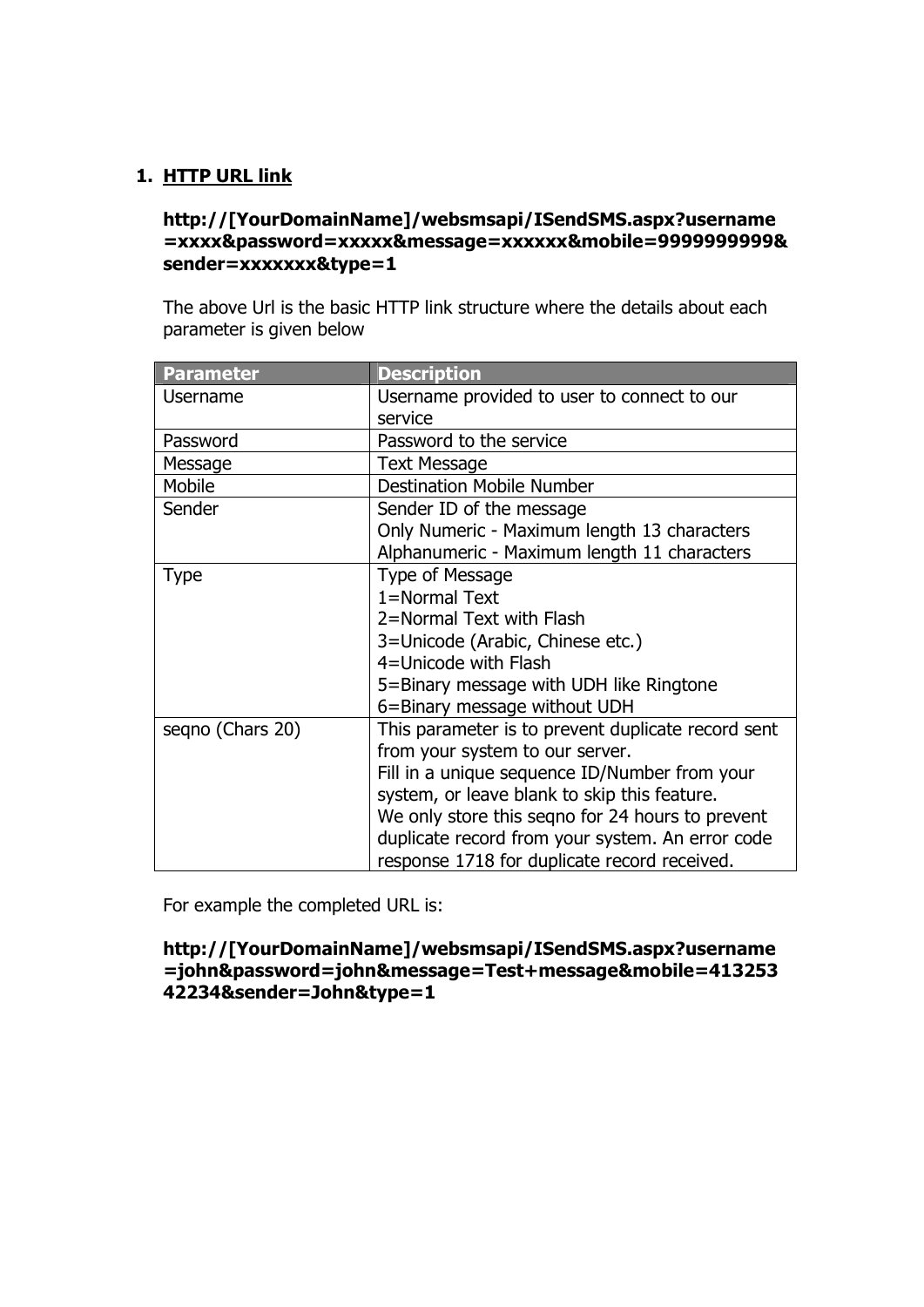## 1. HTTP URL link

**http://[YourDomainName]/websmsapi/ISendSMS.aspx?username=xxxx&password=xxxxx&message=xxxxxx&mobile=9999999999&sender=xxxxxxx&type=1**

The above Url is the basic HTTP link structure where the details about each parameter is given below

| Parameter | Description |
| --- | --- |
| Username | Username provided to user to connect to our service |
| Password | Password to the service |
| Message | Text Message |
| Mobile | Destination Mobile Number |
| Sender | Sender ID of the message<br>Only Numeric - Maximum length 13 characters<br>Alphanumeric - Maximum length 11 characters |
| Type | Type of Message<br>1=Normal Text<br>2=Normal Text with Flash<br>3=Unicode (Arabic, Chinese etc.)<br>4=Unicode with Flash<br>5=Binary message with UDH like Ringtone<br>6=Binary message without UDH |
| seqno (Chars 20) | This parameter is to prevent duplicate record sent from your system to our server.<br>Fill in a unique sequence ID/Number from your system, or leave blank to skip this feature.<br>We only store this seqno for 24 hours to prevent duplicate record from your system. An error code response 1718 for duplicate record received. |

For example the completed URL is:

**http://[YourDomainName]/websmsapi/ISendSMS.aspx?username=john&password=john&message=Test+message&mobile=41325342234&sender=John&type=1**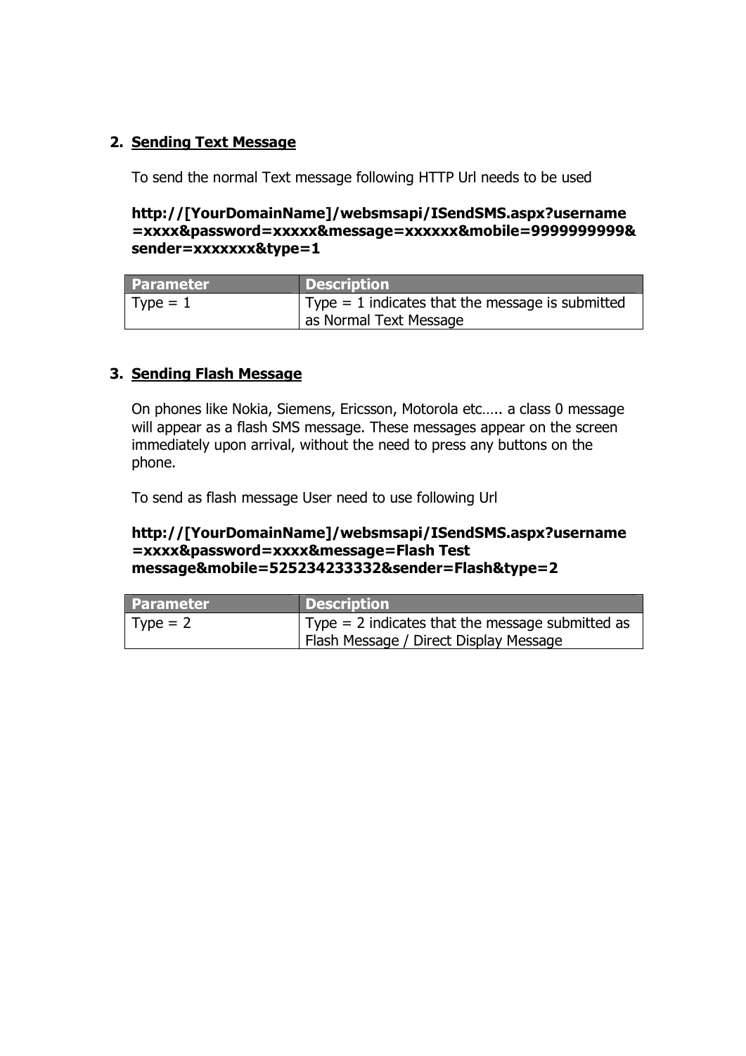## 2. Sending Text Message

To send the normal Text message following HTTP Url needs to be used

**http://[YourDomainName]/websmsapi/ISendSMS.aspx?username=xxxx&password=xxxxx&message=xxxxxx&mobile=9999999999&sender=xxxxxxx&type=1**

| Parameter | Description |
|---|---|
| Type = 1 | Type = 1 indicates that the message is submitted as Normal Text Message |

## 3. Sending Flash Message

On phones like Nokia, Siemens, Ericsson, Motorola etc….. a class 0 message will appear as a flash SMS message. These messages appear on the screen immediately upon arrival, without the need to press any buttons on the phone.

To send as flash message User need to use following Url

**http://[YourDomainName]/websmsapi/ISendSMS.aspx?username=xxxx&password=xxxx&message=Flash Test message&mobile=525234233332&sender=Flash&type=2**

| Parameter | Description |
|---|---|
| Type = 2 | Type = 2 indicates that the message submitted as Flash Message / Direct Display Message |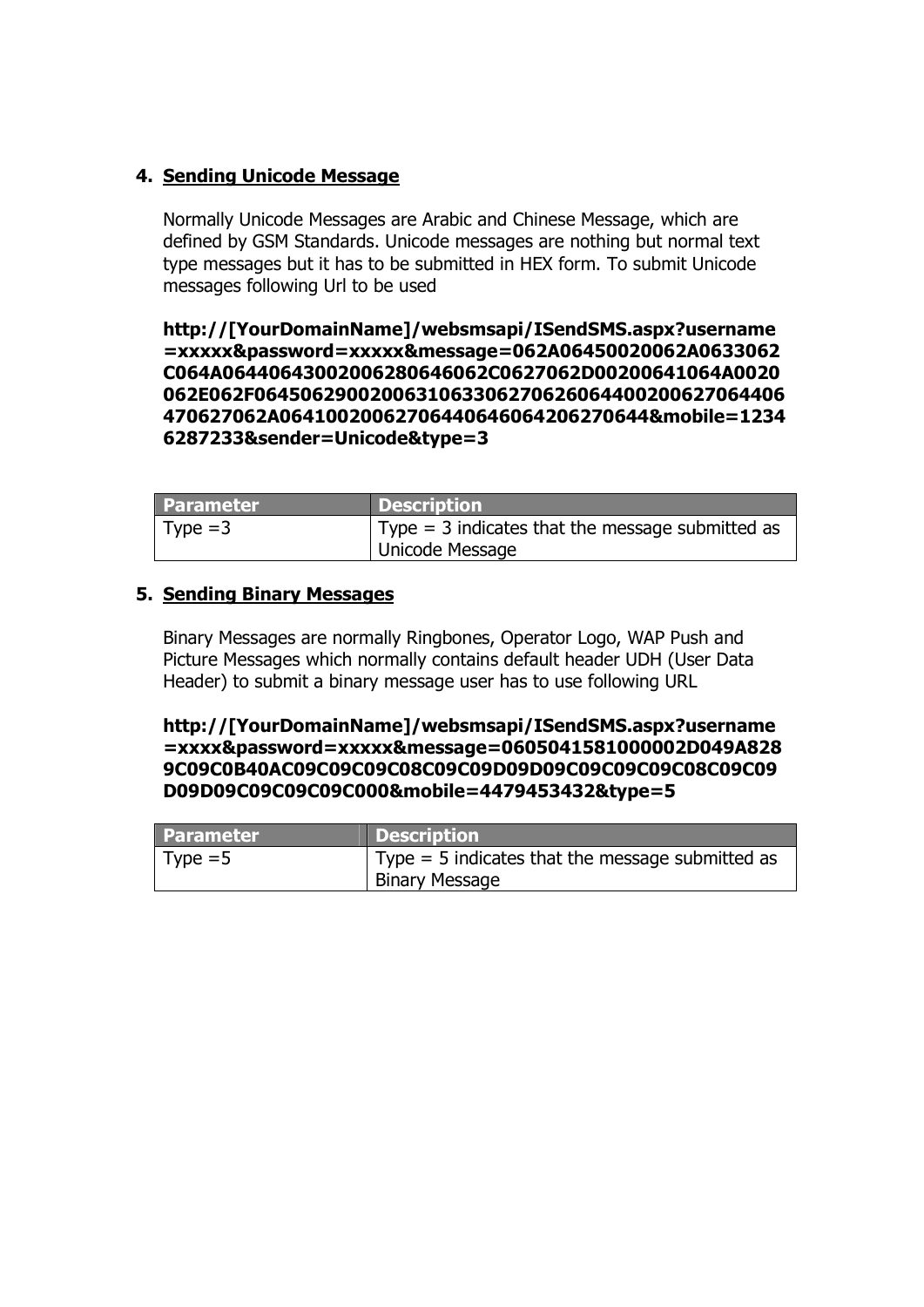## 4. Sending Unicode Message

Normally Unicode Messages are Arabic and Chinese Message, which are defined by GSM Standards. Unicode messages are nothing but normal text type messages but it has to be submitted in HEX form. To submit Unicode messages following Url to be used

**http://[YourDomainName]/websmsapi/ISendSMS.aspx?username=xxxxx&password=xxxxx&message=062A06450020062A0633062C064A06440643002006280646062C0627062D00200641064A0020062E062F06450629002006310633062706260644002006270644064706270627062A0641002006270644064606420627064406&mobile=12346287233&sender=Unicode&type=3**

| Parameter | Description |
|---|---|
| Type =3 | Type = 3 indicates that the message submitted as Unicode Message |

## 5. Sending Binary Messages

Binary Messages are normally Ringbones, Operator Logo, WAP Push and Picture Messages which normally contains default header UDH (User Data Header) to submit a binary message user has to use following URL

**http://[YourDomainName]/websmsapi/ISendSMS.aspx?username=xxxx&password=xxxxx&message=0605041581000002D049A8289C09C0B40AC09C09C09C08C09C09D09D09C09C09C09C08C09C09D09D09C09C09C09C000&mobile=4479453432&type=5**

| Parameter | Description |
|---|---|
| Type =5 | Type = 5 indicates that the message submitted as Binary Message |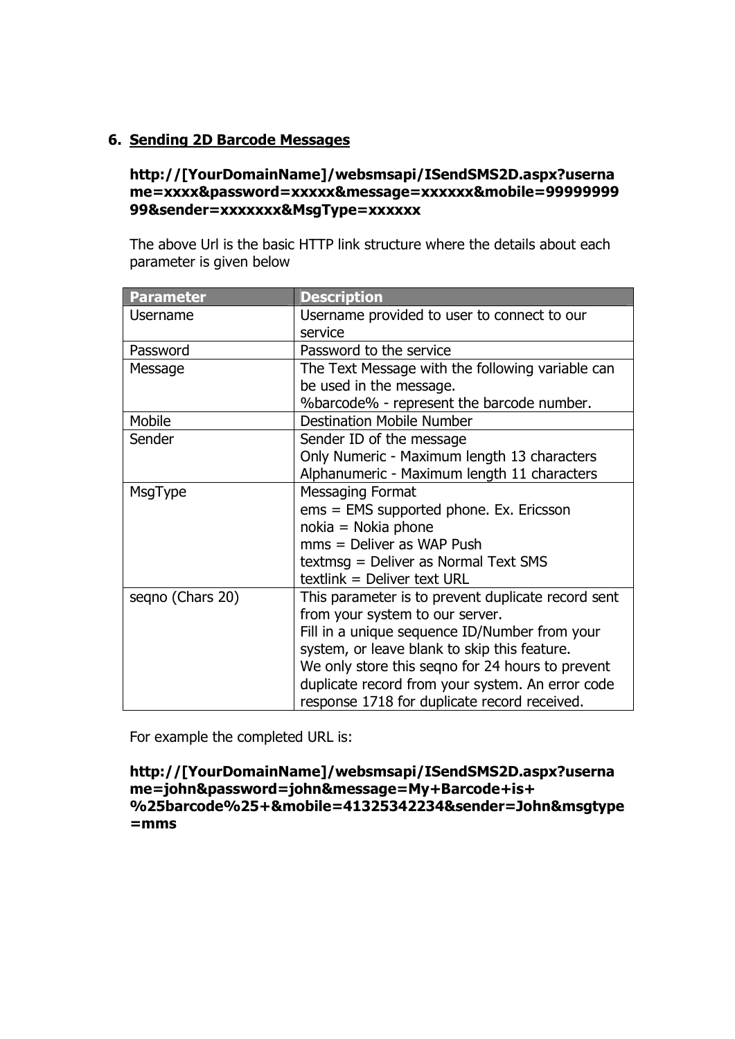## 6. Sending 2D Barcode Messages

**http://[YourDomainName]/websmsapi/ISendSMS2D.aspx?username=xxxx&password=xxxxx&message=xxxxxx&mobile=9999999999&sender=xxxxxxx&MsgType=xxxxxx**

The above Url is the basic HTTP link structure where the details about each parameter is given below

| Parameter | Description |
|---|---|
| Username | Username provided to user to connect to our service |
| Password | Password to the service |
| Message | The Text Message with the following variable can be used in the message.<br>%barcode% - represent the barcode number. |
| Mobile | Destination Mobile Number |
| Sender | Sender ID of the message<br>Only Numeric - Maximum length 13 characters<br>Alphanumeric - Maximum length 11 characters |
| MsgType | Messaging Format<br>ems = EMS supported phone. Ex. Ericsson<br>nokia = Nokia phone<br>mms = Deliver as WAP Push<br>textmsg = Deliver as Normal Text SMS<br>textlink = Deliver text URL |
| seqno (Chars 20) | This parameter is to prevent duplicate record sent from your system to our server.<br>Fill in a unique sequence ID/Number from your system, or leave blank to skip this feature.<br>We only store this seqno for 24 hours to prevent duplicate record from your system. An error code response 1718 for duplicate record received. |

For example the completed URL is:

**http://[YourDomainName]/websmsapi/ISendSMS2D.aspx?username=john&password=john&message=My+Barcode+is+%25barcode%25+&mobile=41325342234&sender=John&msgtype=mms**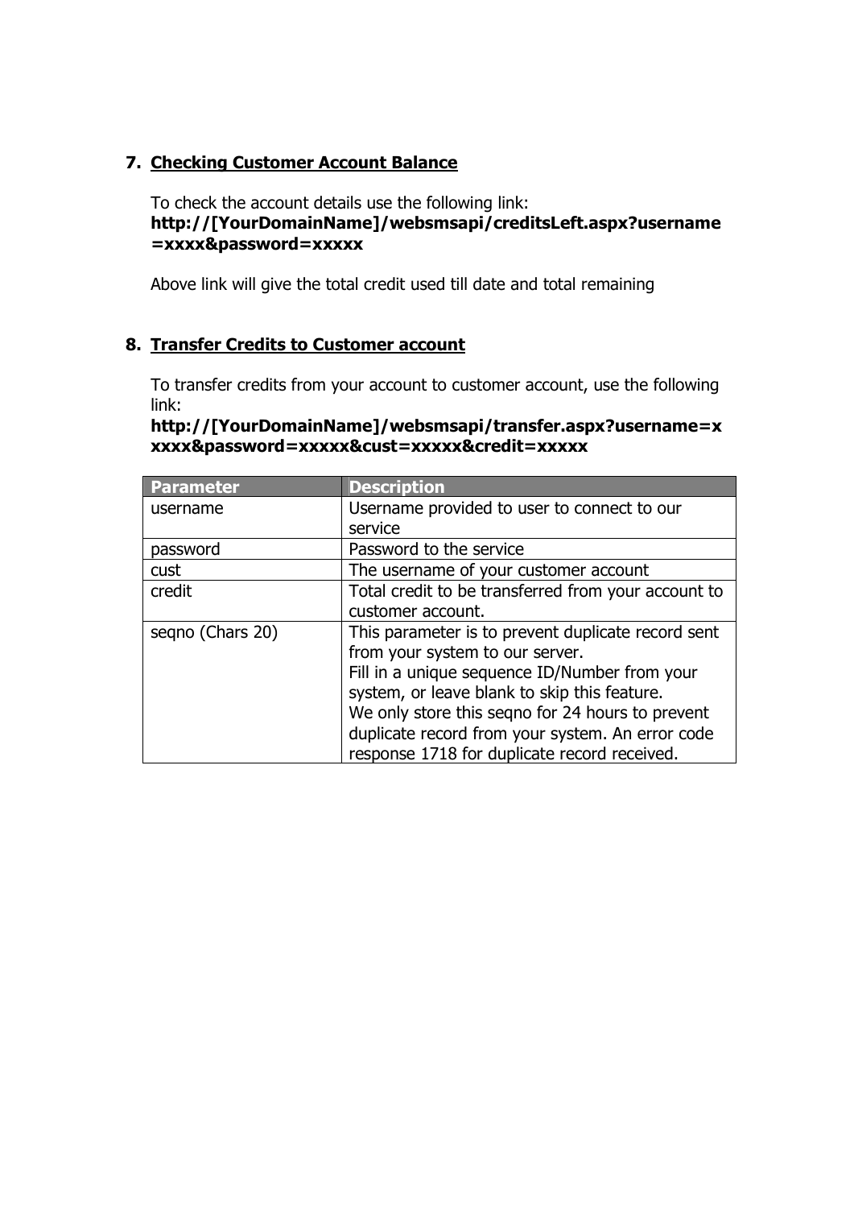## 7. Checking Customer Account Balance

To check the account details use the following link:
**http://[YourDomainName]/websmsapi/creditsLeft.aspx?username=xxxx&password=xxxxx**

Above link will give the total credit used till date and total remaining

## 8. Transfer Credits to Customer account

To transfer credits from your account to customer account, use the following link:
**http://[YourDomainName]/websmsapi/transfer.aspx?username=xxxxx&password=xxxxx&cust=xxxxx&credit=xxxxx**

| Parameter | Description |
|---|---|
| username | Username provided to user to connect to our service |
| password | Password to the service |
| cust | The username of your customer account |
| credit | Total credit to be transferred from your account to customer account. |
| seqno (Chars 20) | This parameter is to prevent duplicate record sent from your system to our server.<br>Fill in a unique sequence ID/Number from your system, or leave blank to skip this feature.<br>We only store this seqno for 24 hours to prevent duplicate record from your system. An error code response 1718 for duplicate record received. |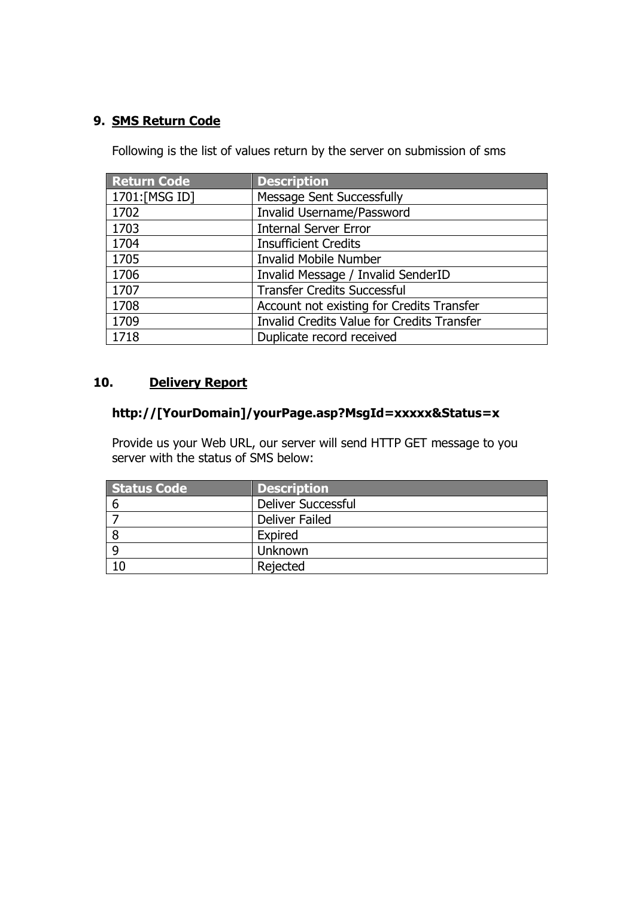## 9. SMS Return Code

Following is the list of values return by the server on submission of sms

| Return Code | Description |
|---|---|
| 1701:[MSG ID] | Message Sent Successfully |
| 1702 | Invalid Username/Password |
| 1703 | Internal Server Error |
| 1704 | Insufficient Credits |
| 1705 | Invalid Mobile Number |
| 1706 | Invalid Message / Invalid SenderID |
| 1707 | Transfer Credits Successful |
| 1708 | Account not existing for Credits Transfer |
| 1709 | Invalid Credits Value for Credits Transfer |
| 1718 | Duplicate record received |

## 10. Delivery Report

**http://[YourDomain]/yourPage.asp?MsgId=xxxxx&Status=x**

Provide us your Web URL, our server will send HTTP GET message to you server with the status of SMS below:

| Status Code | Description |
|---|---|
| 6 | Deliver Successful |
| 7 | Deliver Failed |
| 8 | Expired |
| 9 | Unknown |
| 10 | Rejected |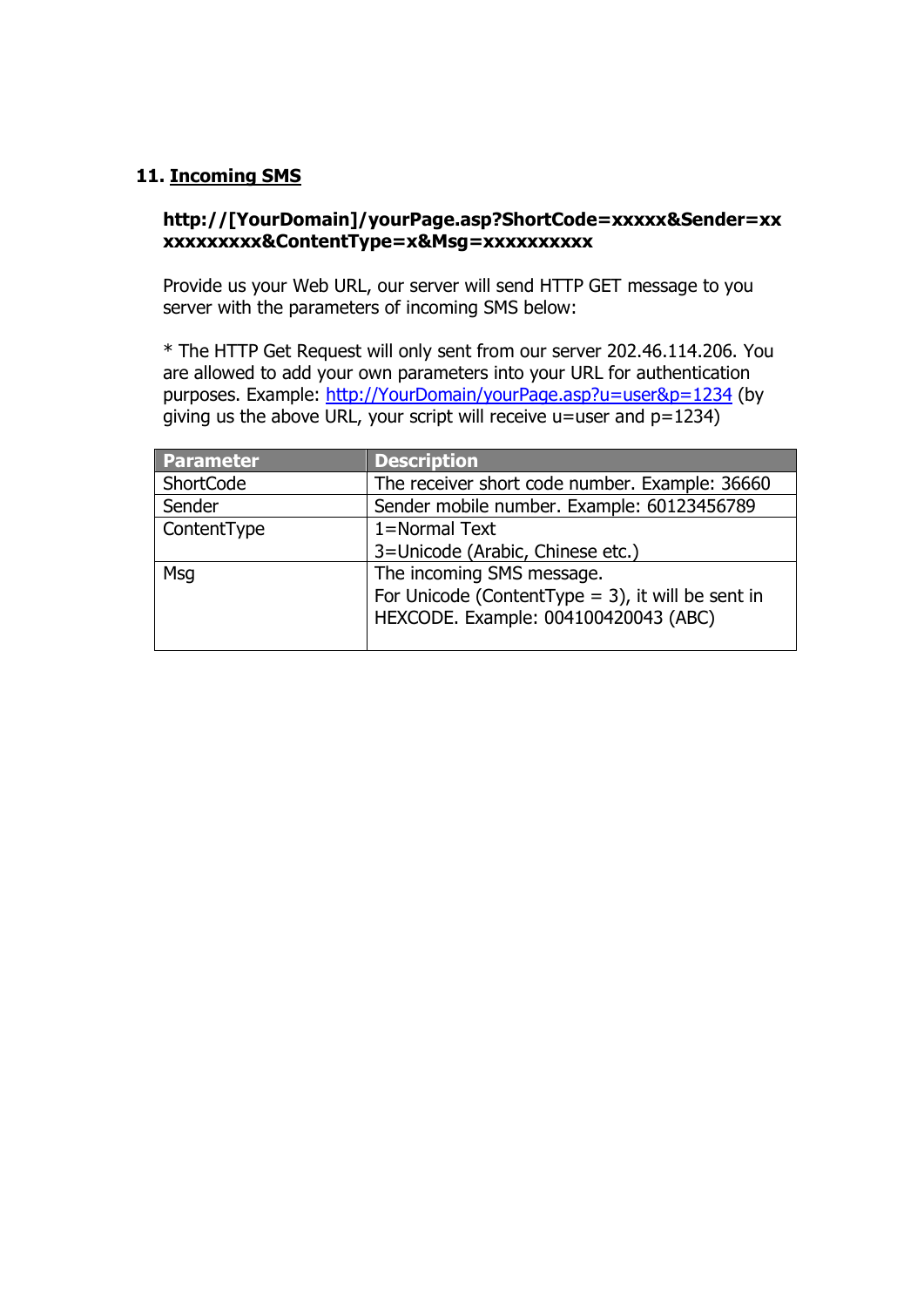## 11. Incoming SMS

**http://[YourDomain]/yourPage.asp?ShortCode=xxxxx&Sender=xxxxxxxxxxx&ContentType=x&Msg=xxxxxxxxxx**

Provide us your Web URL, our server will send HTTP GET message to you server with the parameters of incoming SMS below:

* The HTTP Get Request will only sent from our server 202.46.114.206. You are allowed to add your own parameters into your URL for authentication purposes. Example: http://YourDomain/yourPage.asp?u=user&p=1234 (by giving us the above URL, your script will receive u=user and p=1234)

| Parameter | Description |
|---|---|
| ShortCode | The receiver short code number. Example: 36660 |
| Sender | Sender mobile number. Example: 60123456789 |
| ContentType | 1=Normal Text<br>3=Unicode (Arabic, Chinese etc.) |
| Msg | The incoming SMS message.<br>For Unicode (ContentType = 3), it will be sent in HEXCODE. Example: 004100420043 (ABC) |